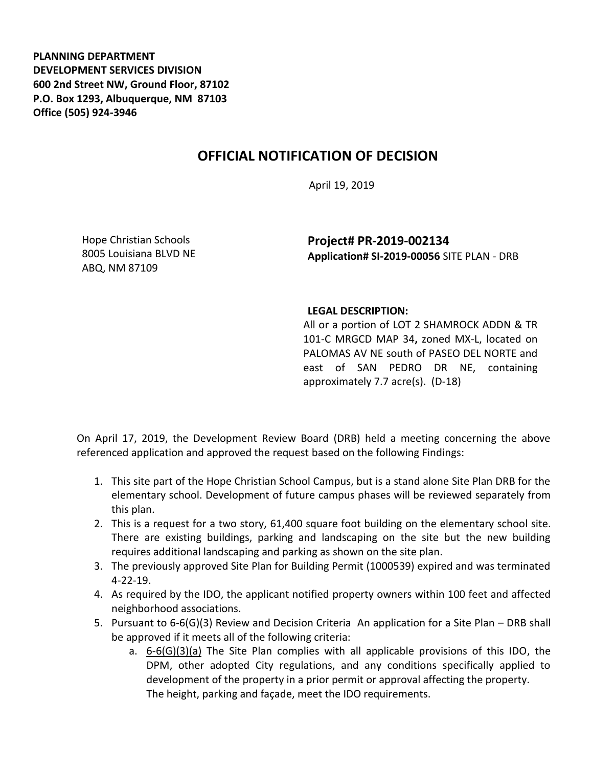**PLANNING DEPARTMENT**
**DEVELOPMENT SERVICES DIVISION**
**600 2nd Street NW, Ground Floor, 87102**
**P.O. Box 1293, Albuquerque, NM 87103**
**Office (505) 924-3946**

# OFFICIAL NOTIFICATION OF DECISION

April 19, 2019

Hope Christian Schools
8005 Louisiana BLVD NE
ABQ, NM 87109

**Project# PR-2019-002134**
**Application# SI-2019-00056** SITE PLAN - DRB

**LEGAL DESCRIPTION:**
All or a portion of LOT 2 SHAMROCK ADDN & TR 101-C MRGCD MAP 34**,** zoned MX-L, located on PALOMAS AV NE south of PASEO DEL NORTE and east of SAN PEDRO DR NE, containing approximately 7.7 acre(s). (D-18)

On April 17, 2019, the Development Review Board (DRB) held a meeting concerning the above referenced application and approved the request based on the following Findings:

1. This site part of the Hope Christian School Campus, but is a stand alone Site Plan DRB for the elementary school. Development of future campus phases will be reviewed separately from this plan.
2. This is a request for a two story, 61,400 square foot building on the elementary school site. There are existing buildings, parking and landscaping on the site but the new building requires additional landscaping and parking as shown on the site plan.
3. The previously approved Site Plan for Building Permit (1000539) expired and was terminated 4-22-19.
4. As required by the IDO, the applicant notified property owners within 100 feet and affected neighborhood associations.
5. Pursuant to 6-6(G)(3) Review and Decision Criteria An application for a Site Plan – DRB shall be approved if it meets all of the following criteria:
    a. 6-6(G)(3)(a) The Site Plan complies with all applicable provisions of this IDO, the DPM, other adopted City regulations, and any conditions specifically applied to development of the property in a prior permit or approval affecting the property.
    The height, parking and façade, meet the IDO requirements.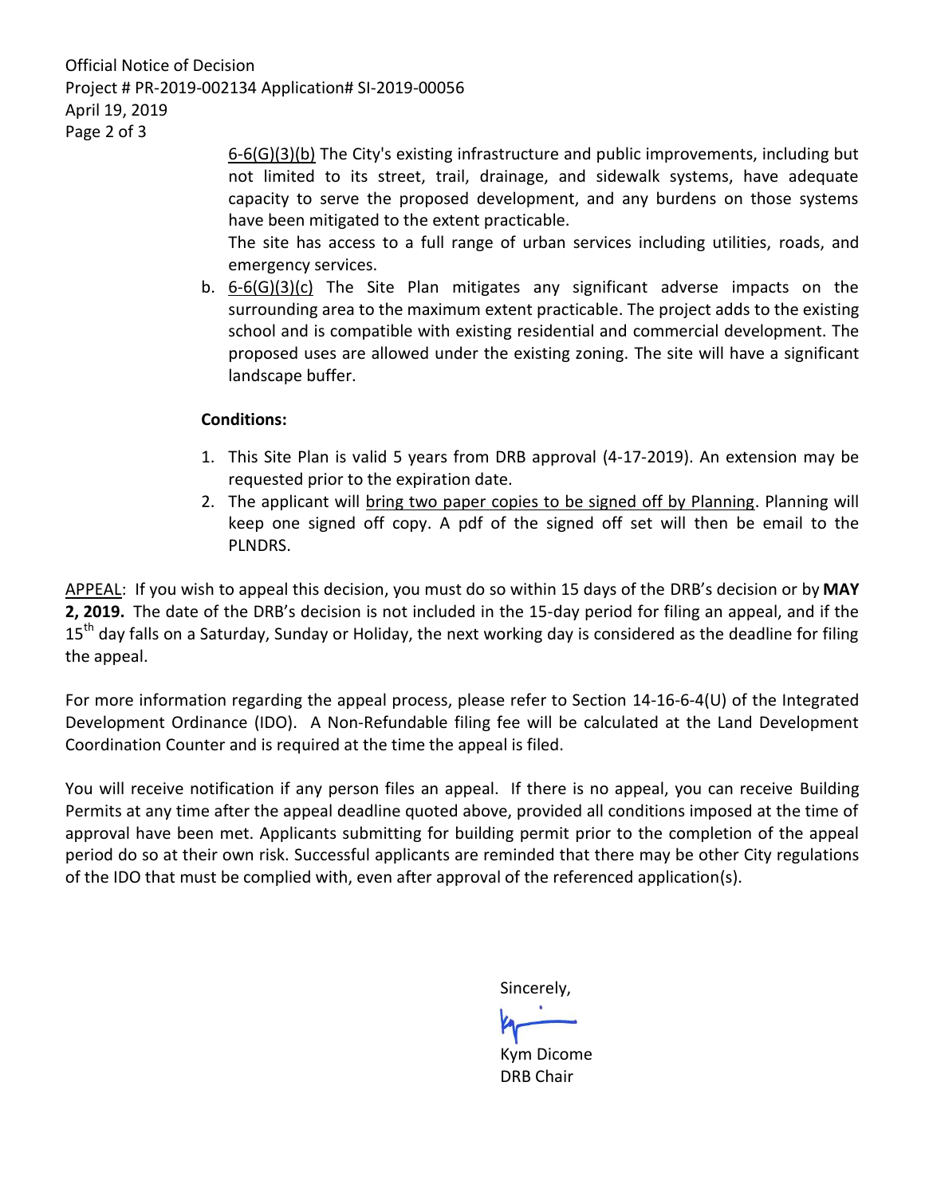6-6(G)(3)(b) The City's existing infrastructure and public improvements, including but not limited to its street, trail, drainage, and sidewalk systems, have adequate capacity to serve the proposed development, and any burdens on those systems have been mitigated to the extent practicable.

The site has access to a full range of urban services including utilities, roads, and emergency services.

b. 6-6(G)(3)(c) The Site Plan mitigates any significant adverse impacts on the surrounding area to the maximum extent practicable. The project adds to the existing school and is compatible with existing residential and commercial development. The proposed uses are allowed under the existing zoning. The site will have a significant landscape buffer.

**Conditions:**

1. This Site Plan is valid 5 years from DRB approval (4-17-2019). An extension may be requested prior to the expiration date.
2. The applicant will bring two paper copies to be signed off by Planning. Planning will keep one signed off copy. A pdf of the signed off set will then be email to the PLNDRS.

APPEAL: If you wish to appeal this decision, you must do so within 15 days of the DRB's decision or by **MAY 2, 2019.** The date of the DRB's decision is not included in the 15-day period for filing an appeal, and if the 15th day falls on a Saturday, Sunday or Holiday, the next working day is considered as the deadline for filing the appeal.

For more information regarding the appeal process, please refer to Section 14-16-6-4(U) of the Integrated Development Ordinance (IDO). A Non-Refundable filing fee will be calculated at the Land Development Coordination Counter and is required at the time the appeal is filed.

You will receive notification if any person files an appeal. If there is no appeal, you can receive Building Permits at any time after the appeal deadline quoted above, provided all conditions imposed at the time of approval have been met. Applicants submitting for building permit prior to the completion of the appeal period do so at their own risk. Successful applicants are reminded that there may be other City regulations of the IDO that must be complied with, even after approval of the referenced application(s).

Sincerely,

Kym Dicome
DRB Chair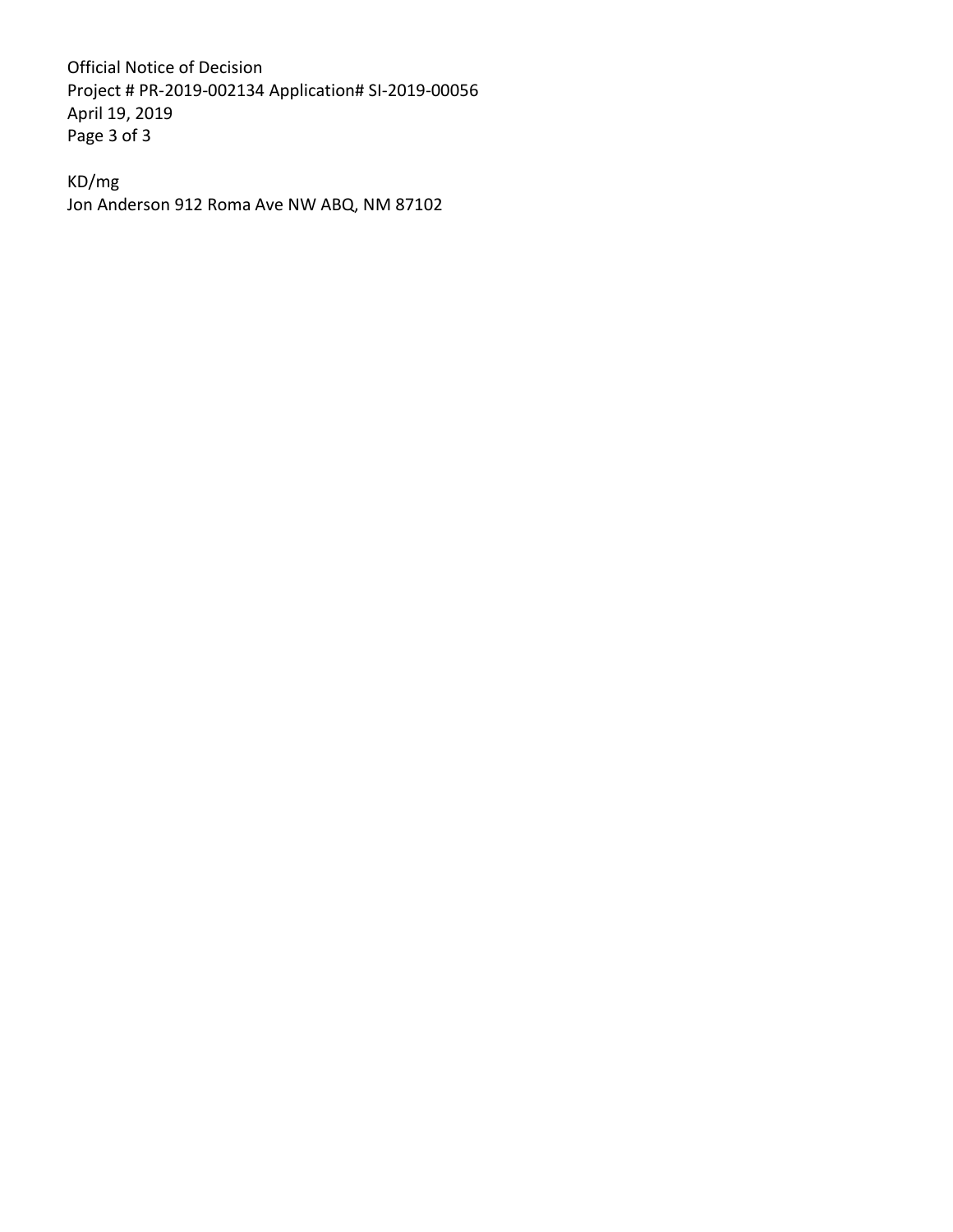KD/mg
Jon Anderson 912 Roma Ave NW ABQ, NM 87102